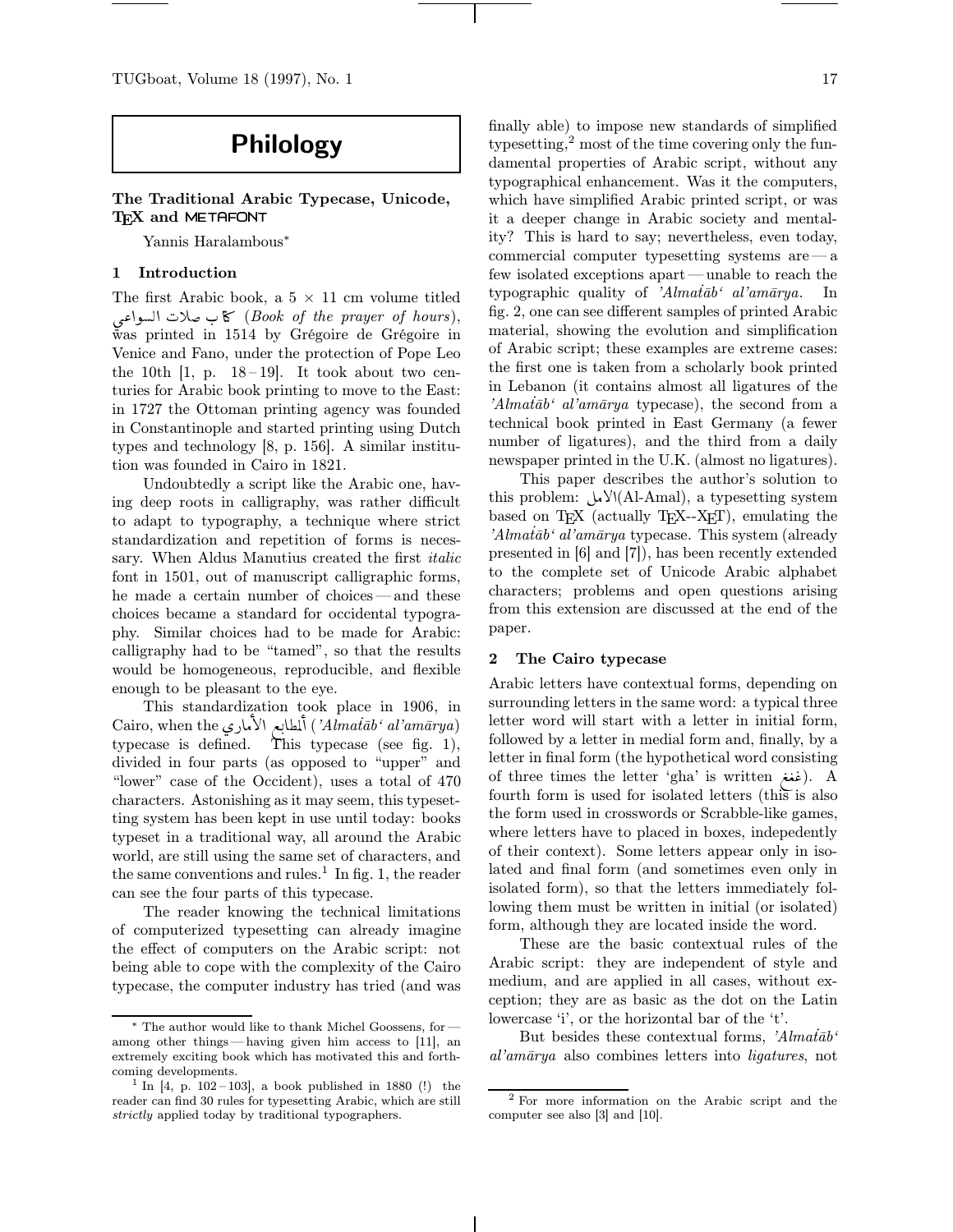# Philology

## The Traditional Arabic Typecase, Unicode, TEX and METAFONT

Yannis Haralambous*

### 1 Introduction

The first Arabic book, a 5 × 11 cm volume titled كتاب صلاة السواعي (*Book of the prayer of hours*), was printed in 1514 by Grégoire de Grégoire in Venice and Fano, under the protection of Pope Leo the 10th [1, p. 18–19]. It took about two centuries for Arabic book printing to move to the East: in 1727 the Ottoman printing agency was founded in Constantinople and started printing using Dutch types and technology [8, p. 156]. A similar institution was founded in Cairo in 1821.

Undoubtedly a script like the Arabic one, having deep roots in calligraphy, was rather difficult to adapt to typography, a technique where strict standardization and repetition of forms is necessary. When Aldus Manutius created the first *italic* font in 1501, out of manuscript calligraphic forms, he made a certain number of choices — and these choices became a standard for occidental typography. Similar choices had to be made for Arabic: calligraphy had to be "tamed", so that the results would be homogeneous, reproducible, and flexible enough to be pleasant to the eye.

This standardization took place in 1906, in Cairo, when the ألمطابع الأماري (*'Almaṭāb' al'amārya*) typecase is defined. This typecase (see fig. 1), divided in four parts (as opposed to "upper" and "lower" case of the Occident), uses a total of 470 characters. Astonishing as it may seem, this typesetting system has been kept in use until today: books typeset in a traditional way, all around the Arabic world, are still using the same set of characters, and the same conventions and rules.[1] In fig. 1, the reader can see the four parts of this typecase.

The reader knowing the technical limitations of computerized typesetting can already imagine the effect of computers on the Arabic script: not being able to cope with the complexity of the Cairo typecase, the computer industry has tried (and was finally able) to impose new standards of simplified typesetting,[2] most of the time covering only the fundamental properties of Arabic script, without any typographical enhancement. Was it the computers, which have simplified Arabic printed script, or was it a deeper change in Arabic society and mentality? This is hard to say; nevertheless, even today, commercial computer typesetting systems are — a few isolated exceptions apart — unable to reach the typographic quality of *'Almaṭāb' al'amārya*. In fig. 2, one can see different samples of printed Arabic material, showing the evolution and simplification of Arabic script; these examples are extreme cases: the first one is taken from a scholarly book printed in Lebanon (it contains almost all ligatures of the *'Almaṭāb' al'amārya* typecase), the second from a technical book printed in East Germany (a fewer number of ligatures), and the third from a daily newspaper printed in the U.K. (almost no ligatures).

This paper describes the author's solution to this problem: الامل (Al-Amal), a typesetting system based on TEX (actually TEX--XET), emulating the *'Almaṭāb' al'amārya* typecase. This system (already presented in [6] and [7]), has been recently extended to the complete set of Unicode Arabic alphabet characters; problems and open questions arising from this extension are discussed at the end of the paper.

### 2 The Cairo typecase

Arabic letters have contextual forms, depending on surrounding letters in the same word: a typical three letter word will start with a letter in initial form, followed by a letter in medial form and, finally, by a letter in final form (the hypothetical word consisting of three times the letter 'gha' is written غغغ). A fourth form is used for isolated letters (this is also the form used in crosswords or Scrabble-like games, where letters have to placed in boxes, indepedently of their context). Some letters appear only in isolated and final form (and sometimes even only in isolated form), so that the letters immediately following them must be written in initial (or isolated) form, although they are located inside the word.

These are the basic contextual rules of the Arabic script: they are independent of style and medium, and are applied in all cases, without exception; they are as basic as the dot on the Latin lowercase 'i', or the horizontal bar of the 't'.

But besides these contextual forms, *'Almaṭāb' al'amārya* also combines letters into *ligatures*, not

---

\* The author would like to thank Michel Goossens, for — among other things — having given him access to [11], an extremely exciting book which has motivated this and forthcoming developments.

[1] In [4, p. 102–103], a book published in 1880 (!) the reader can find 30 rules for typesetting Arabic, which are still *strictly* applied today by traditional typographers.

[2] For more information on the Arabic script and the computer see also [3] and [10].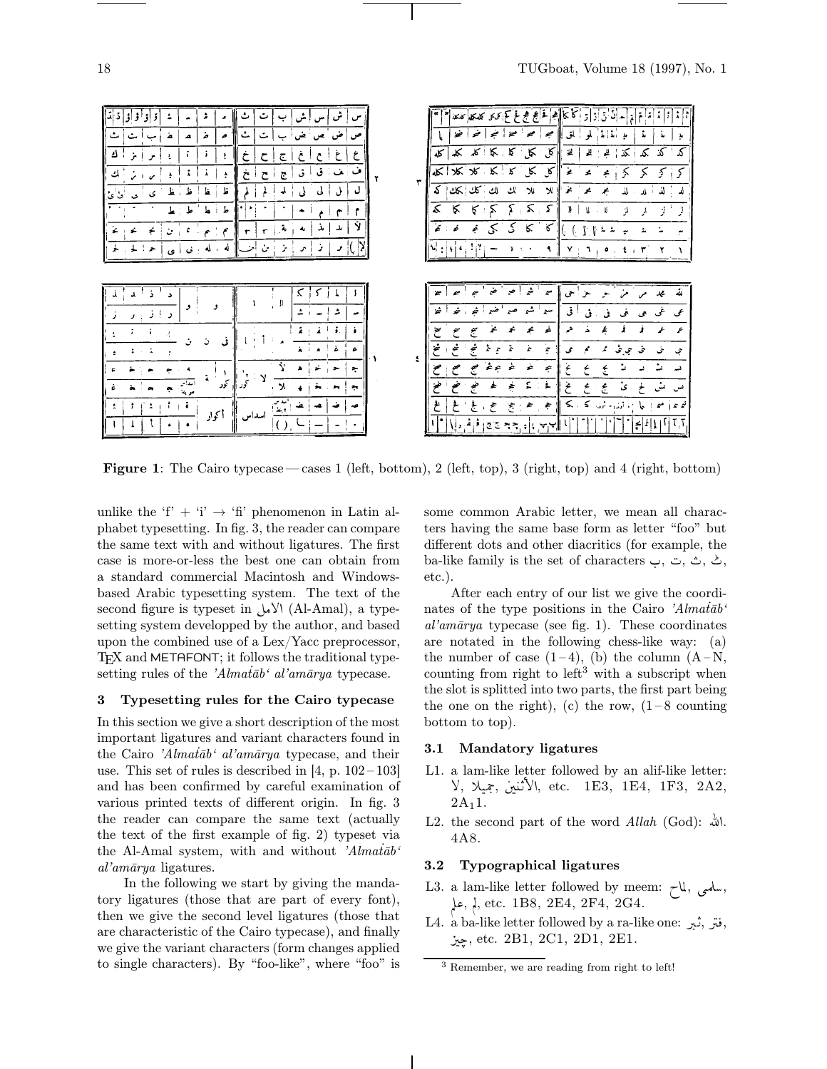**Figure 1**: The Cairo typecase — cases 1 (left, bottom), 2 (left, top), 3 (right, top) and 4 (right, bottom)

unlike the 'f' + 'i' → 'fi' phenomenon in Latin alphabet typesetting. In fig. 3, the reader can compare the same text with and without ligatures. The first case is more-or-less the best one can obtain from a standard commercial Macintosh and Windows-based Arabic typesetting system. The text of the second figure is typeset in الأمل (Al-Amal), a typesetting system developped by the author, and based upon the combined use of a Lex/Yacc preprocessor, TeX and METAFONT; it follows the traditional typesetting rules of the *'Almaṭāb' al'amārya* typecase.

### 3 Typesetting rules for the Cairo typecase

In this section we give a short description of the most important ligatures and variant characters found in the Cairo *'Almaṭāb' al'amārya* typecase, and their use. This set of rules is described in [4, p. 102–103] and has been confirmed by careful examination of various printed texts of different origin. In fig. 3 the reader can compare the same text (actually the text of the first example of fig. 2) typeset via the Al-Amal system, with and without *'Almaṭāb' al'amārya* ligatures.

In the following we start by giving the mandatory ligatures (those that are part of every font), then we give the second level ligatures (those that are characteristic of the Cairo typecase), and finally we give the variant characters (form changes applied to single characters). By "foo-like", where "foo" is some common Arabic letter, we mean all characters having the same base form as letter "foo" but different dots and other diacritics (for example, the ba-like family is the set of characters ب, ت, ث, ٹ, etc.).

After each entry of our list we give the coordinates of the type positions in the Cairo *'Almaṭāb' al'amārya* typecase (see fig. 1). These coordinates are notated in the following chess-like way: (a) the number of case (1–4), (b) the column (A–N, counting from right to left[3] with a subscript when the slot is splitted into two parts, the first part being the one on the right), (c) the row, (1–8 counting bottom to top).

#### 3.1 Mandatory ligatures

L1. a lam-like letter followed by an alif-like letter: لا, جميلا, الأثنين, etc. 1E3, 1E4, 1F3, 2A2, $2A_1 1$.

L2. the second part of the word *Allah* (God): الله. 4A8.

#### 3.2 Typographical ligatures

L3. a lam-like letter followed by meem: سلمى, الماح, علم, لم, etc. 1B8, 2E4, 2F4, 2G4.

L4. a ba-like letter followed by a ra-like one: فتر, ثبر, چيز, etc. 2B1, 2C1, 2D1, 2E1.

[3] Remember, we are reading from right to left!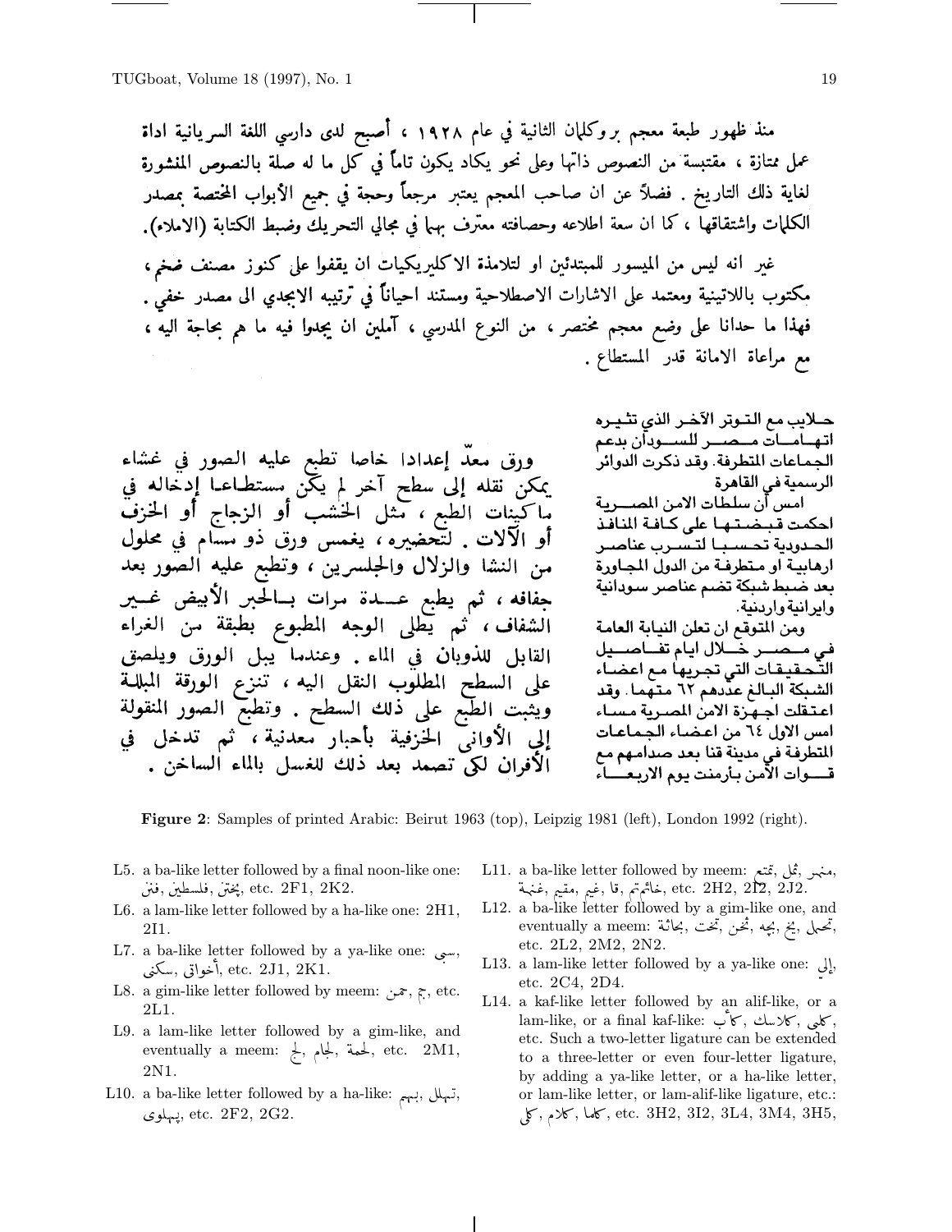منذ ظهور طبعة معجم بروكلمان الثانية في عام ١٩٢٨ ، أصبح لدى دارسي اللغة السريانية اداة عمل ممتازة ، مقتبسة من النصوص ذاتها وعلى نحو يكاد يكون تاماً في كل ما له صلة بالنصوص المنشورة لغاية ذلك التاريخ . فضلاً عن ان صاحب المعجم يعتبر مرجعاً وحجة في جميع الأبواب المختصة بمصدر الكلمات واشتقاقها ، كما ان سعة اطلاعه وحصافته معترف بهما في مجالي التحريك وضبط الكتابة (الاملاء).

غير انه ليس من الميسور للمبتدئين او لتلامذة الاكليريكيات ان يقفوا على كنوز مصنف ضخم ، مكتوب باللاتينية ومعتمد على الاشارات الاصطلاحية ومستند احياناً في ترتيبه الابجدي الى مصدر خفي . فهذا ما حدانا على وضع معجم مختصر ، من النوع المدرسي ، آملين ان يجدوا فيه ما هم بحاجة اليه ، مع مراعاة الامانة قدر المستطاع .

ورق معدّ إعدادا خاصا تطبع عليه الصور في غشاء يمكن نقله إلى سطح آخر لم يكن مستطاعا إدخاله في ماكينات الطبع ، مثل الخشب أو الزجاج أو الخزف أو الآلات . لتحضيره ، يغمس ورق ذو مسام في محلول من النشا والزلال والجلسرين ، وتطبع عليه الصور بعد جفافه ، ثم يطبع عدة مرات بالحبر الأبيض غير الشفاف ، ثم يطلى الوجه المطبوع بطبقة من الغراء القابل للذوبان في الماء . وعندما يبل الورق ويلصق على السطح المطلوب النقل اليه ، تنزع الورقة المبللة ويثبت الطبع على ذلك السطح . وتطبع الصور المنقولة إلى الأواني الخزفية بأحبار معدنية ، ثم تدخل في الأفران لكي تصمد بعد ذلك للغسل بالماء الساخن .

حلايب مع التوتر الآخر الذي تثيره اتهامات مصر للسودان بدعم الجماعات المتطرفة. وقد ذكرت الدوائر الرسمية في القاهرة

امس أن سلطات الامن المصرية احكمت قبضتها على كافة المنافذ الحدودية تحسبا لتسرب عناصر ارهابية او متطرفة من الدول المجاورة بعد ضبط شبكة تضم عناصر سودانية وايرانية واردنية.

ومن المتوقع ان تعلن النيابة العامة في مصر خلال ايام تفاصيل التحقيقات التي تجريها مع اعضاء الشبكة البالغ عددهم ٦٢ متهما. وقد اعتقلت اجهزة الامن المصرية مساء امس الاول ٦٤ من اعضاء الجماعات المتطرفة في مدينة قنا بعد صدامهم مع قوات الأمن بأرمنت يوم الاربعاء

**Figure 2**: Samples of printed Arabic: Beirut 1963 (top), Leipzig 1981 (left), London 1992 (right).

- L5. a ba-like letter followed by a final noon-like one: فلسطين ,يختن ,فتن, etc. 2F1, 2K2.
- L6. a lam-like letter followed by a ha-like one: 2H1, 2I1.
- L7. a ba-like letter followed by a ya-like one: سى, سكنى ,أخواتى, etc. 2J1, 2K1.
- L8. a gim-like letter followed by meem: جم ,حمن, etc. 2L1.
- L9. a lam-like letter followed by a gim-like, and eventually a meem: لج ,لجام ,لحمة, etc. 2M1, 2N1.
- L10. a ba-like letter followed by a ha-like: تهلل ,بهم, پهلوى, etc. 2F2, 2G2.
- L11. a ba-like letter followed by meem: منهم ,تمل ,تمتع, غنمة ,مقيم ,غيم ,قا ,خاتم, etc. 2H2, 2I2, 2J2.
- L12. a ba-like letter followed by a gim-like one, and eventually a meem: تحمل ,يخ ,بجه ,نحن ,تحت ,بحاثة, etc. 2L2, 2M2, 2N2.
- L13. a lam-like letter followed by a ya-like one: إلى, etc. 2C4, 2D4.
- L14. a kaf-like letter followed by an alif-like, or a lam-like, or a final kaf-like: كأب ,كلاسك ,كلى, etc. Such a two-letter ligature can be extended to a three-letter or even four-letter ligature, by adding a ya-like letter, or a ha-like letter, or lam-like letter, or lam-alif-like ligature, etc.: كلى ,كلام ,كلما, etc. 3H2, 3I2, 3L4, 3M4, 3H5,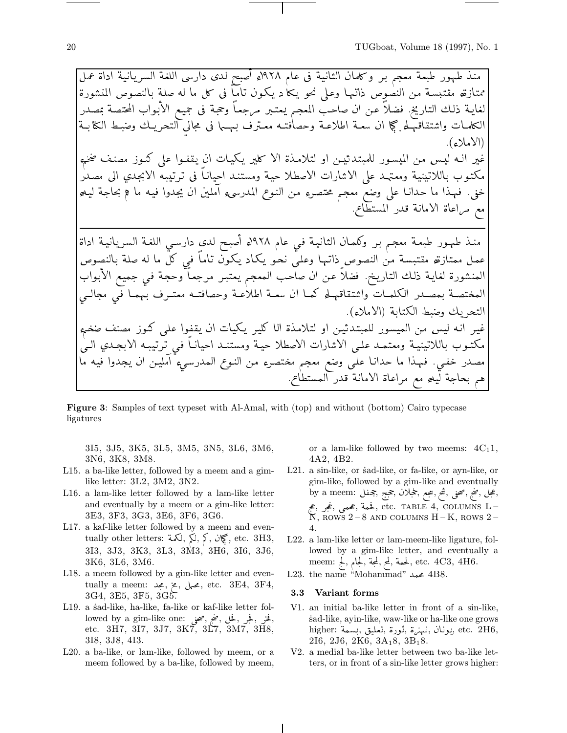منذ ظهور طبعة معجم بر وكلمان الثانية في عام ١٩٢٨م أصبح لدى دارسي اللغة السريانية اداة عمل ممتازة مقتبسة من النصوص ذاتها وعلى نحو يكاد يكون تاماً في كل ما له صلة بالنصوص المنشورة لغاية ذلك التاريخ. فضلاً عن ان صاحب المعجم يعتبر مرجعاً وحجة في جميع الأبواب المختصة بمصدر الكلمات واشتقاقها كما ان سعة اطلاعة وحصافته معترف بهما في مجالي التحريك وضبط الكتابة (الاملاء).
غير انه ليس من الميسور للمبتدئين او لتلامذة الا كلير يكيات ان يقفوا على كنوز مصنف ضخم مكتوب باللاتينية ومعتمد على الاشارات الاصطلا حية ومستند احياناً في ترتيبه الابجدي الى مصدر خفي. فهذا ما حدانا على وضع معجم مختصر من النوع المدرسي آملين ان يجدوا فيه ما هم بحاجة ليه مع مراعاة الامانة قدر المستطاع.

---

منذ ظهور طبعة معجم بر وكلمان الثانية في عام ١٩٢٨م أصبح لدى دارسي اللغة السريانية اداة عمل ممتازة مقتبسة من النصوص ذاتها وعلى نحو يكاد يكون تاماً في كل ما له صلة بالنصوص المنشورة لغاية ذلك التاريخ. فضلاً عن ان صاحب المعجم يعتبر مرجعاً وحجة في جميع الأبواب المختصة بمصدر الكلمات واشتقاقها كما ان سعة اطلاعة وحصافته معترف بهما في مجالي التحريك وضبط الكتابة (الاملاء).
غير انه ليس من الميسور للمبتدئين او لتلامذة الا كلير يكيات ان يقفوا على كنوز مصنف ضخم مكتوب باللاتينية ومعتمد على الاشارات الاصطلا حية ومستند احياناً في ترتيبه الابجدي الى مصدر خفي. فهذا ما حدانا على وضع معجم مختصر من النوع المدرسي آملين ان يجدوا فيه ما هم بحاجة ليه مع مراعاة الامانة قدر المستطاع.

**Figure 3**: Samples of text typeset with Al-Amal, with (top) and without (bottom) Cairo typecase ligatures

3I5, 3J5, 3K5, 3L5, 3M5, 3N5, 3L6, 3M6, 3N6, 3K8, 3M8.

- L15. a ba-like letter, followed by a meem and a gim-like letter: 3L2, 3M2, 3N2.
- L16. a lam-like letter followed by a lam-like letter and eventually by a meem or a gim-like letter: 3E3, 3F3, 3G3, 3E6, 3F6, 3G6.
- L17. a kaf-like letter followed by a meem and eventually other letters: لكمة, لكم, كم, گان, etc. 3H3, 3I3, 3J3, 3K3, 3L3, 3M3, 3H6, 3I6, 3J6, 3K6, 3L6, 3M6.
- L18. a meem followed by a gim-like letter and eventually a meem: مجد, مخ, محل, etc. 3E4, 3F4, 3G4, 3E5, 3F5, 3G5.
- L19. a ṡad-like, ha-like, fa-like or kaf-like letter followed by a gim-like one: فخر, لجر, لخل, صخ, صحفى, etc. 3H7, 3I7, 3J7, 3K7, 3L7, 3M7, 3H8, 3I8, 3J8, 4I3.
- L20. a ba-like, or lam-like, followed by meem, or a meem followed by a ba-like, followed by meem, or a lam-like followed by two meems: $4C_11$, 4A2, 4B2.
- L21. a sin-like, or ṡad-like, or fa-like, or ayn-like, or gim-like, followed by a gim-like and eventually by a meem: عجل, صخ, صحفى, شج, سجع, عجلان, حجج, حجفل, عج, فجر, عجمى, لحمة, etc. TABLE 4, COLUMNS L – N, ROWS 2 – 8 AND COLUMNS H – K, ROWS 2 – 4.
- L22. a lam-like letter or lam-meem-like ligature, followed by a gim-like letter, and eventually a meem: لج, لجام, لمجة, لمح, لحمة, etc. 4C3, 4H6.
- L23. the name "Mohammad" محمد 4B8.

### 3.3 Variant forms

- V1. an initial ba-like letter in front of a sin-like, ṡad-like, ayin-like, waw-like or ha-like one grows higher: يونان, نهزة, ثورة, تعليق, بسمة, etc. 2H6, 2I6, 2J6, 2K6, $3A_18$, $3B_18$.
- V2. a medial ba-like letter between two ba-like letters, or in front of a sin-like letter grows higher: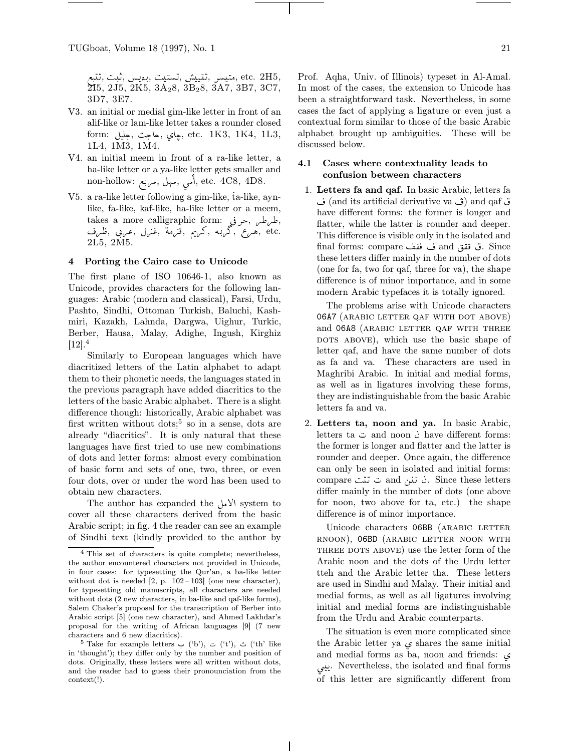تتبع, ثبت, بءيس, تستيت, تقييش, متيسر, etc. 2H5, 2I5, 2J5, 2K5, 3A$_2$8, 3B$_2$8, 3A7, 3B7, 3C7, 3D7, 3E7.

V3. an initial or medial gim-like letter in front of an alif-like or lam-like letter takes a rounder closed form: جليل, حاجت, چاي, etc. 1K3, 1K4, 1L3, 1L4, 1M3, 1M4.

V4. an initial meem in front of a ra-like letter, a ha-like letter or a ya-like letter gets smaller and non-hollow: مربع, مهل, أمي, etc. 4C8, 4D8.

V5. a ra-like letter following a gim-like, ṫa-like, ayn-like, fa-like, kaf-like, ha-like letter or a meem, takes a more calligraphic form: طرطر, حرفي, ظرف, عربي, غزل, قرمة, كريم, گربه, هرع, etc. 2L5, 2M5.

## 4 Porting the Cairo case to Unicode

The first plane of ISO 10646-1, also known as Unicode, provides characters for the following languages: Arabic (modern and classical), Farsi, Urdu, Pashto, Sindhi, Ottoman Turkish, Baluchi, Kashmiri, Kazakh, Lahnda, Dargwa, Uighur, Turkic, Berber, Hausa, Malay, Adighe, Ingush, Kirghiz [12].[4]

Similarly to European languages which have diacritized letters of the Latin alphabet to adapt them to their phonetic needs, the languages stated in the previous paragraph have added diacritics to the letters of the basic Arabic alphabet. There is a slight difference though: historically, Arabic alphabet was first written without dots;[5] so in a sense, dots are already "diacritics". It is only natural that these languages have first tried to use new combinations of dots and letter forms: almost every combination of basic form and sets of one, two, three, or even four dots, over or under the word has been used to obtain new characters.

The author has expanded the الامل system to cover all these characters derived from the basic Arabic script; in fig. 4 the reader can see an example of Sindhi text (kindly provided to the author by Prof. Aqha, Univ. of Illinois) typeset in Al-Amal. In most of the cases, the extension to Unicode has been a straightforward task. Nevertheless, in some cases the fact of applying a ligature or even just a contextual form similar to those of the basic Arabic alphabet brought up ambiguities. These will be discussed below.

### 4.1 Cases where contextuality leads to confusion between characters

1. **Letters fa and qaf.** In basic Arabic, letters fa ف (and its artificial derivative va ڤ) and qaf ق have different forms: the former is longer and flatter, while the latter is rounder and deeper. This difference is visible only in the isolated and final forms: compare ف ففف and ق قتق. Since these letters differ mainly in the number of dots (one for fa, two for qaf, three for va), the shape difference is of minor importance, and in some modern Arabic typefaces it is totally ignored.

   The problems arise with Unicode characters 06A7 (ARABIC LETTER QAF WITH DOT ABOVE) and 06A8 (ARABIC LETTER QAF WITH THREE DOTS ABOVE), which use the basic shape of letter qaf, and have the same number of dots as fa and va. These characters are used in Maghribi Arabic. In initial and medial forms, as well as in ligatures involving these forms, they are indistinguishable from the basic Arabic letters fa and va.

2. **Letters ta, noon and ya.** In basic Arabic, letters ta ت and noon ن have different forms: the former is longer and flatter and the latter is rounder and deeper. Once again, the difference can only be seen in isolated and initial forms: compare ت تتت and ن ننن. Since these letters differ mainly in the number of dots (one above for noon, two above for ta, etc.) the shape difference is of minor importance.

   Unicode characters 06BB (ARABIC LETTER RNOON), 06BD (ARABIC LETTER NOON WITH THREE DOTS ABOVE) use the letter form of the Arabic noon and the dots of the Urdu letter tteh and the Arabic letter tha. These letters are used in Sindhi and Malay. Their initial and medial forms, as well as all ligatures involving initial and medial forms are indistinguishable from the Urdu and Arabic counterparts.

   The situation is even more complicated since the Arabic letter ya ي shares the same initial and medial forms as ba, noon and friends: ي ييي. Nevertheless, the isolated and final forms of this letter are significantly different from

---

[4] This set of characters is quite complete; nevertheless, the author encountered characters not provided in Unicode, in four cases: for typesetting the Qur'ān, a ba-like letter without dot is needed [2, p. 102–103] (one new character), for typesetting old manuscripts, all characters are needed without dots (2 new characters, in ba-like and qaf-like forms), Salem Chaker's proposal for the transcription of Berber into Arabic script [5] (one new character), and Ahmed Lakhdar's proposal for the writing of African languages [9] (7 new characters and 6 new diacritics).

[5] Take for example letters ب ('b'), ت ('t'), ث ('th' like in 'thought'); they differ only by the number and position of dots. Originally, these letters were all written without dots, and the reader had to guess their pronounciation from the context(!).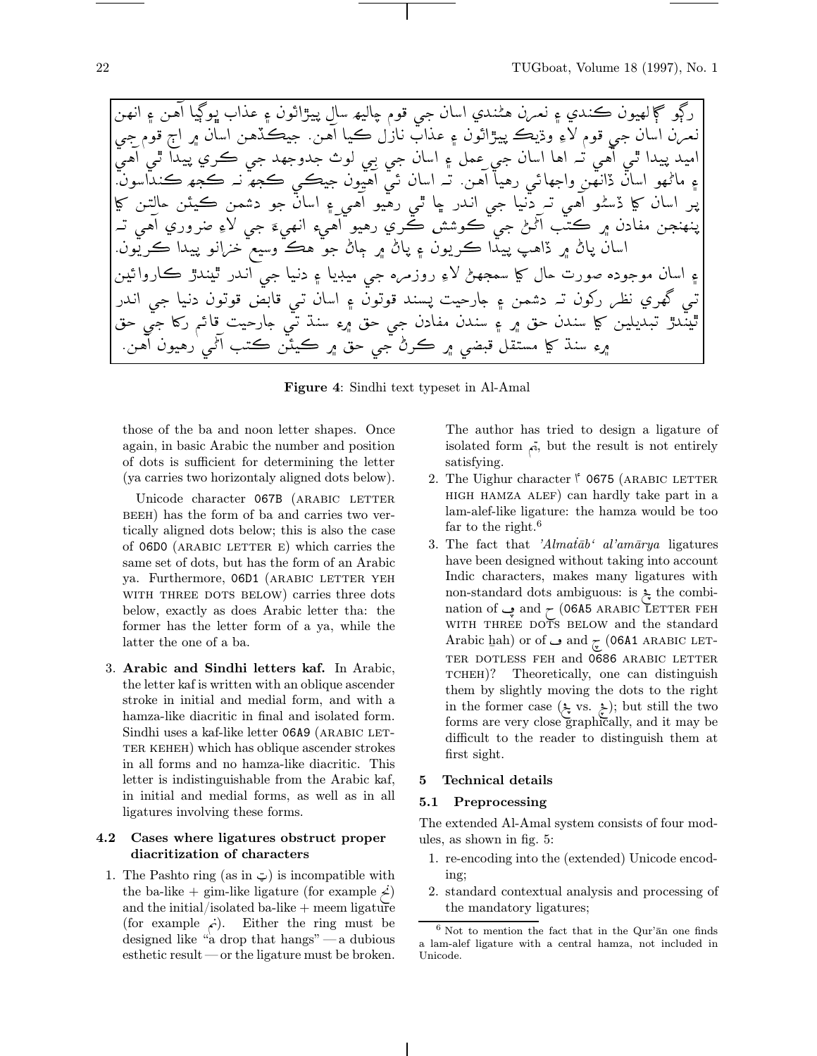رڳو ڳالهيون ڪندي ۽ نعرن هڻندي اسان جي قوم چاليھ سال پيڙائون ۽ عذاب ڀوڳيا آهن ۽ انهن نعرن اسان جي قوم لاءِ وڏيڪ پيڙائون ۽ عذاب نازل ڪيا آهن. جيڪڏهن اسان ۾ اڄ قوم جي اميد پيدا ٿي آهي تہ اها اسان جي عمل ۽ اسان جي ٻي لوث جدوجهد جي ڪري پيدا ٿي آهي ۽ ماڻهو اسان ڏانهن واجهائي رهيا آهن. تہ اسان ئي آهيون جيڪي ڪجھ نہ ڪجھ ڪنداسون. پر اسان کي ڏسڻو آهي تہ دنيا جي اندر ڇا ٿي رهيو آهي ۽ اسان جو دشمن ڪيئن حالتن کي پنهنجن مفادن ۾ ڪتب آڻڻ جي ڪوشش ڪري رهيو آهيءِ انهيءَ جي لاءِ ضروري آهي تہ اسان پاڻ ۾ ڏاهپ پيدا ڪريون ۽ پاڻ ۾ ڄاڻ جو هڪ وسيع خزانو پيدا ڪريون. ۽ اسان موجوده صورت حال کي سمجهڻ لاءِ روزمره جي ميڊيا ۽ دنيا جي اندر ٿيندڙ ڪاروائين تي گهري نظر رکون تہ دشمن ۽ جارحيت پسند قوتون ۽ اسان تي قابض قوتون دنيا جي اندر ٿيندڙ تبديلين کي سندن حق ۾ ۽ سندن مفادن جي حق ۾ۃ سنڌ تي جارحيت قائم رکڻ جي حق ۾ۃ سنڌ کي مستقل قبضي ۾ ڪرڻ جي حق ۾ ڪيئن ڪتب آڻي رهيون آهن.

**Figure 4**: Sindhi text typeset in Al-Amal

those of the ba and noon letter shapes. Once again, in basic Arabic the number and position of dots is sufficient for determining the letter (ya carries two horizontaly aligned dots below).

Unicode character 067B (ARABIC LETTER BEEH) has the form of ba and carries two vertically aligned dots below; this is also the case of 06D0 (ARABIC LETTER E) which carries the same set of dots, but has the form of an Arabic ya. Furthermore, 06D1 (ARABIC LETTER YEH WITH THREE DOTS BELOW) carries three dots below, exactly as does Arabic letter tha: the former has the letter form of a ya, while the latter the one of a ba.

3. **Arabic and Sindhi letters kaf.** In Arabic, the letter kaf is written with an oblique ascender stroke in initial and medial form, and with a hamza-like diacritic in final and isolated form. Sindhi uses a kaf-like letter 06A9 (ARABIC LETTER KEHEH) which has oblique ascender strokes in all forms and no hamza-like diacritic. This letter is indistinguishable from the Arabic kaf, in initial and medial forms, as well as in all ligatures involving these forms.

### 4.2 Cases where ligatures obstruct proper diacritization of characters

1. The Pashto ring (as in ټ) is incompatible with the ba-like + gim-like ligature (for example ټج) and the initial/isolated ba-like + meem ligature (for example ټم). Either the ring must be designed like "a drop that hangs" — a dubious esthetic result — or the ligature must be broken. The author has tried to design a ligature of isolated form ټم, but the result is not entirely satisfying.
2. The Uighur character ٵ 0675 (ARABIC LETTER HIGH HAMZA ALEF) can hardly take part in a lam-alef-like ligature: the hamza would be too far to the right.[6]
3. The fact that *'Almaṫāb' al'amārya* ligatures have been designed without taking into account Indic characters, makes many ligatures with non-standard dots ambiguous: is ڤح the combination of ڥ and ح (06A5 ARABIC LETTER FEH WITH THREE DOTS BELOW and the standard Arabic ḫah) or of ڡ and چ (06A1 ARABIC LETTER DOTLESS FEH and 0686 ARABIC LETTER TCHEH)? Theoretically, one can distinguish them by slightly moving the dots to the right in the former case (ڥح vs. ڡچ); but still the two forms are very close graphically, and it may be difficult to the reader to distinguish them at first sight.

## 5 Technical details

### 5.1 Preprocessing

The extended Al-Amal system consists of four modules, as shown in fig. 5:

1. re-encoding into the (extended) Unicode encoding;
2. standard contextual analysis and processing of the mandatory ligatures;

[6] Not to mention the fact that in the Qur'ān one finds a lam-alef ligature with a central hamza, not included in Unicode.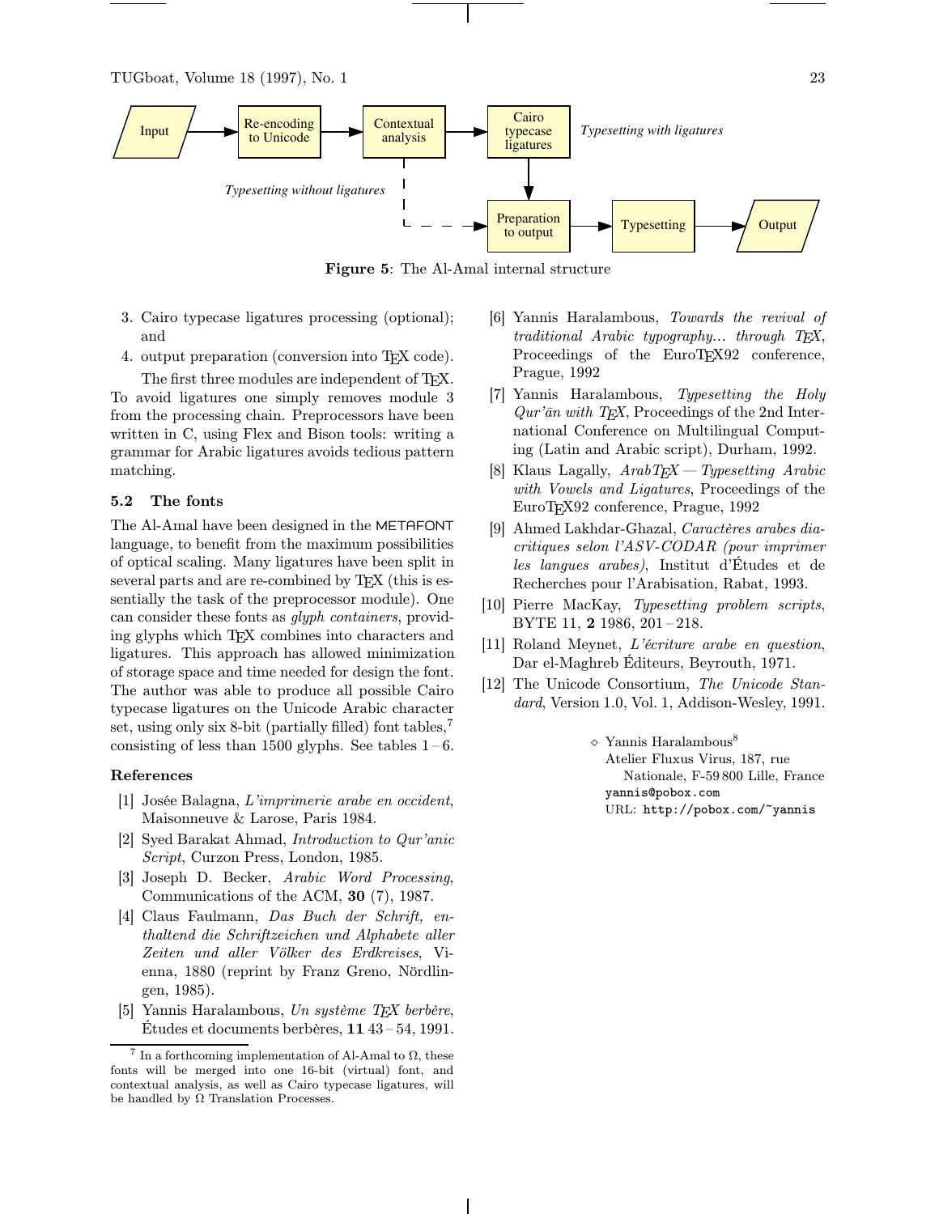Figure 5: The Al-Amal internal structure

3. Cairo typecase ligatures processing (optional); and
4. output preparation (conversion into TEX code).

The first three modules are independent of TEX. To avoid ligatures one simply removes module 3 from the processing chain. Preprocessors have been written in C, using Flex and Bison tools: writing a grammar for Arabic ligatures avoids tedious pattern matching.

### 5.2 The fonts

The Al-Amal have been designed in the METAFONT language, to benefit from the maximum possibilities of optical scaling. Many ligatures have been split in several parts and are re-combined by TEX (this is essentially the task of the preprocessor module). One can consider these fonts as *glyph containers*, providing glyphs which TEX combines into characters and ligatures. This approach has allowed minimization of storage space and time needed for design the font. The author was able to produce all possible Cairo typecase ligatures on the Unicode Arabic character set, using only six 8-bit (partially filled) font tables,[7] consisting of less than 1500 glyphs. See tables 1 – 6.

### References

[1] Josée Balagna, *L'imprimerie arabe en occident*, Maisonneuve & Larose, Paris 1984.

[2] Syed Barakat Ahmad, *Introduction to Qur'anic Script*, Curzon Press, London, 1985.

[3] Joseph D. Becker, *Arabic Word Processing*, Communications of the ACM, **30** (7), 1987.

[4] Claus Faulmann, *Das Buch der Schrift, enthaltend die Schriftzeichen und Alphabete aller Zeiten und aller Völker des Erdkreises*, Vienna, 1880 (reprint by Franz Greno, Nördlingen, 1985).

[5] Yannis Haralambous, *Un système TEX berbère*, Études et documents berbères, **11** 43 – 54, 1991.

[6] Yannis Haralambous, *Towards the revival of traditional Arabic typography... through TEX*, Proceedings of the EuroTEX92 conference, Prague, 1992

[7] Yannis Haralambous, *Typesetting the Holy Qur'ān with TEX*, Proceedings of the 2nd International Conference on Multilingual Computing (Latin and Arabic script), Durham, 1992.

[8] Klaus Lagally, *ArabTEX — Typesetting Arabic with Vowels and Ligatures*, Proceedings of the EuroTEX92 conference, Prague, 1992

[9] Ahmed Lakhdar-Ghazal, *Caractères arabes diacritiques selon l'ASV-CODAR (pour imprimer les langues arabes)*, Institut d'Études et de Recherches pour l'Arabisation, Rabat, 1993.

[10] Pierre MacKay, *Typesetting problem scripts*, BYTE 11, **2** 1986, 201 – 218.

[11] Roland Meynet, *L'écriture arabe en question*, Dar el-Maghreb Éditeurs, Beyrouth, 1971.

[12] The Unicode Consortium, *The Unicode Standard*, Version 1.0, Vol. 1, Addison-Wesley, 1991.

◇ Yannis Haralambous[8]
Atelier Fluxus Virus, 187, rue Nationale, F-59 800 Lille, France
yannis@pobox.com
URL: http://pobox.com/~yannis

[7] In a forthcoming implementation of Al-Amal to Ω, these fonts will be merged into one 16-bit (virtual) font, and contextual analysis, as well as Cairo typecase ligatures, will be handled by Ω Translation Processes.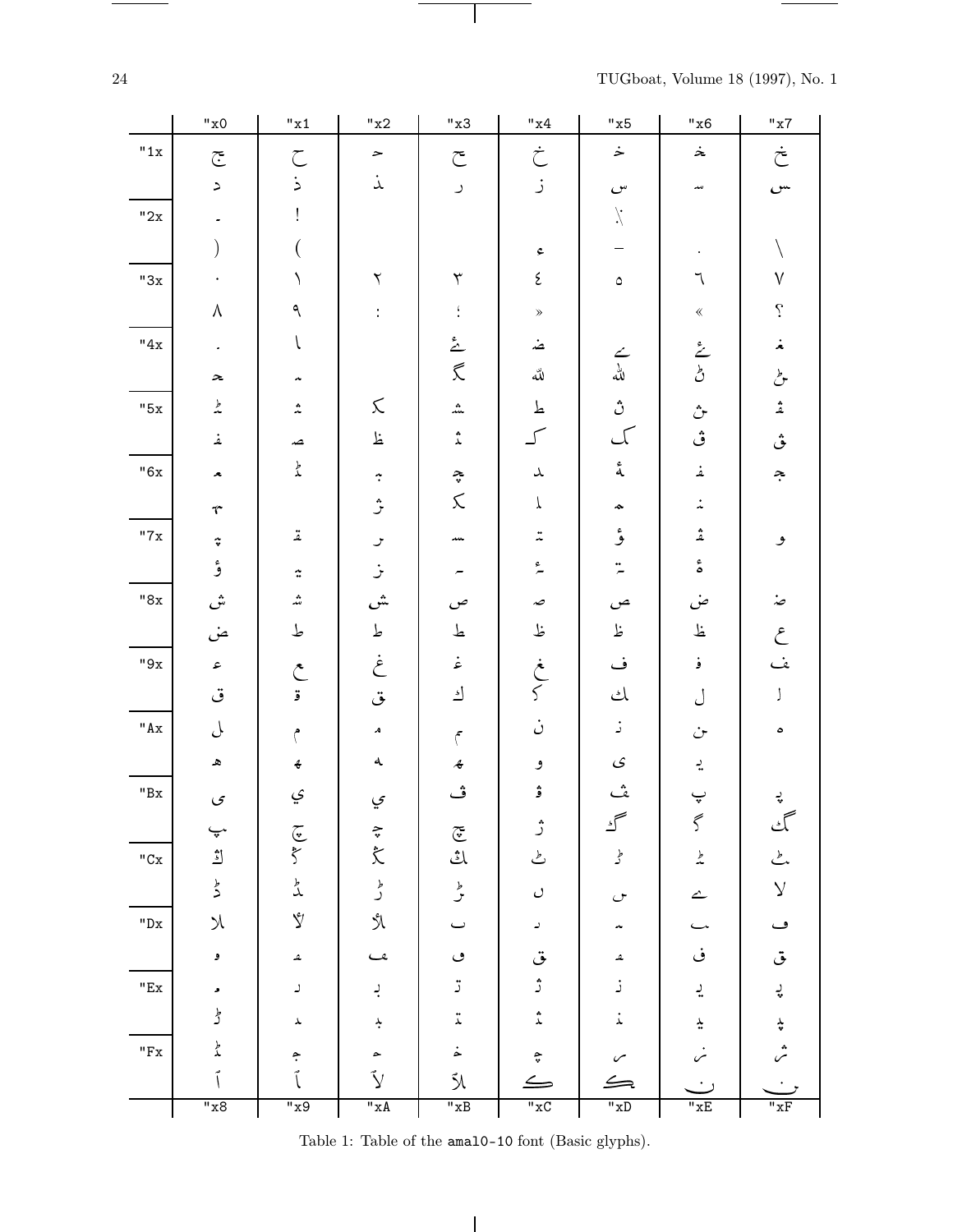| | "x0 | "x1 | "x2 | "x3 | "x4 | "x5 | "x6 | "x7 |
|---|---|---|---|---|---|---|---|---|
| "1x | ج | ح | ـحـ | ح | خ | خـ | ـخـ | خ |
| | د | ذ | ـذ | ر | ز | س | ـسـ | س |
| "2x | - | ! | | | | ⁄. | | |
| | ) | ( | | | ء | – | . | \ |
| "3x | ٠ | ١ | ٢ | ٣ | ٤ | ٥ | ٦ | ٧ |
| | ٨ | ٩ | : | ؛ | » | | « | ؟ |
| "4x | . | ا | | ئـ | ـضـ | ے | ئے | ـغـ |
| | ـحـ | ـمـ | | گ | ﷲ | ﷲ | ٹ | ـٹ |
| "5x | ـٹـ | ـثـ | ـک | ـشـ | ط | ث | ـث | ـثـ |
| | ـفـ | ـصـ | ظ | ـثـ | کـ | ک | ڤ | ـڤ |
| "6x | ـعـ | ـڈـ | ـبـ | ـچـ | ـلـ | ـهٔ | ـفـ | ـجـ |
| | ـمـ | | ـث | ـک | ـل | ـهـ | ـنـ | |
| "7x | ـپـ | ـقـ | ـر | ـسـ | ـتـ | ـؤ | ـثـ | ـو |
| | ـؤ | ـیـ | ـز | ـے | ـئـ | ـتـ | ة | |
| "8x | ش | ـشـ | ـش | ص | ـصـ | ـص | ض | ـضـ |
| | ض | ط | ـط | ـطـ | ظ | ـظ | ـظـ | ع |
| "9x | ـعـ | ع | غ | ـغـ | ـغ | ف | ـفـ | ـف |
| | ق | ة | ـق | ـكـ | ک | ـك | ل | ا |
| "Ax | ـل | م | ـمـ | ـم | ن | ـنـ | ـن | ه |
| | ـهـ | ـهـ | ـه | ـهـ | و | ى | ـيـ | |
| "Bx | ى | ي | ـي | ڤـ | ۋ | ـڤ | پ | ـپـ |
| | ـپ | چ | ـچ | ـچ | ژ | گـ | گ | ـگ |
| "Cx | ـڭ | ـڭ | ـڭ | ڭ | ٹ | ـڈ | ـٹـ | ـٹ |
| | ڈ | ـڈ | ڑ | ـڑ | ں | ـں | ـے | لا |
| "Dx | ـلا | لأ | ـلأ | ب | ـبـ | ـبـ | ـب | ف |
| | ـو | ـهـ | ـعـ | ف | ق | ـهـ | ف | ق |
| "Ex | ـمـ | د | ـبـ | ـتـ | ـثـ | ـنـ | ـيـ | ـپـ |
| | ـڈ | ـلـ | ـبـ | ـتـ | ـثـ | ـنـ | ـیـ | ـپـ |
| "Fx | ـڈ | ـجـ | ـحـ | ـخـ | ـچـ | ـر | ـز | ـژ |
| | آ | ـآ | لآ | ـلآ | ـک | ـکـ | ن | ـن |
| | "x8 | "x9 | "xA | "xB | "xC | "xD | "xE | "xF |

Table 1: Table of the amal0-10 font (Basic glyphs).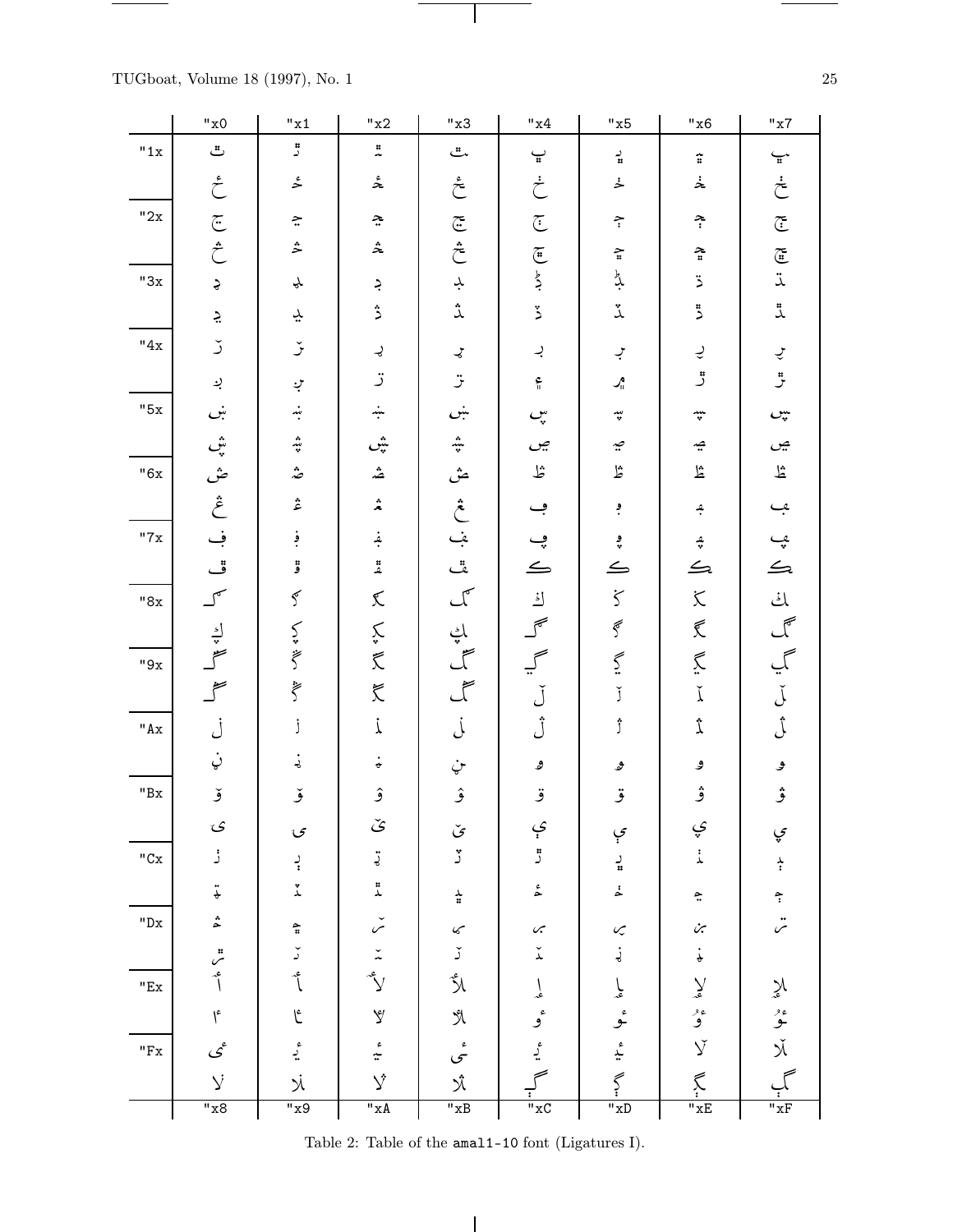| | "x0 | "x1 | "x2 | "x3 | "x4 | "x5 | "x6 | "x7 |
|---|---|---|---|---|---|---|---|---|
| "1x | | | | | | | | |
| | | | | | | | | |
| "2x | | | | | | | | |
| | | | | | | | | |
| "3x | | | | | | | | |
| | | | | | | | | |
| "4x | | | | | | | | |
| | | | | | | | | |
| "5x | | | | | | | | |
| | | | | | | | | |
| "6x | | | | | | | | |
| | | | | | | | | |
| "7x | | | | | | | | |
| | | | | | | | | |
| "8x | | | | | | | | |
| | | | | | | | | |
| "9x | | | | | | | | |
| | | | | | | | | |
| "Ax | | | | | | | | |
| | | | | | | | | |
| "Bx | | | | | | | | |
| | | | | | | | | |
| "Cx | | | | | | | | |
| | | | | | | | | |
| "Dx | | | | | | | | |
| | | | | | | | | |
| "Ex | | | | | | | | |
| | | | | | | | | |
| "Fx | | | | | | | | |
| | | | | | | | | |
| | "x8 | "x9 | "xA | "xB | "xC | "xD | "xE | "xF |

Table 2: Table of the amal1-10 font (Ligatures I).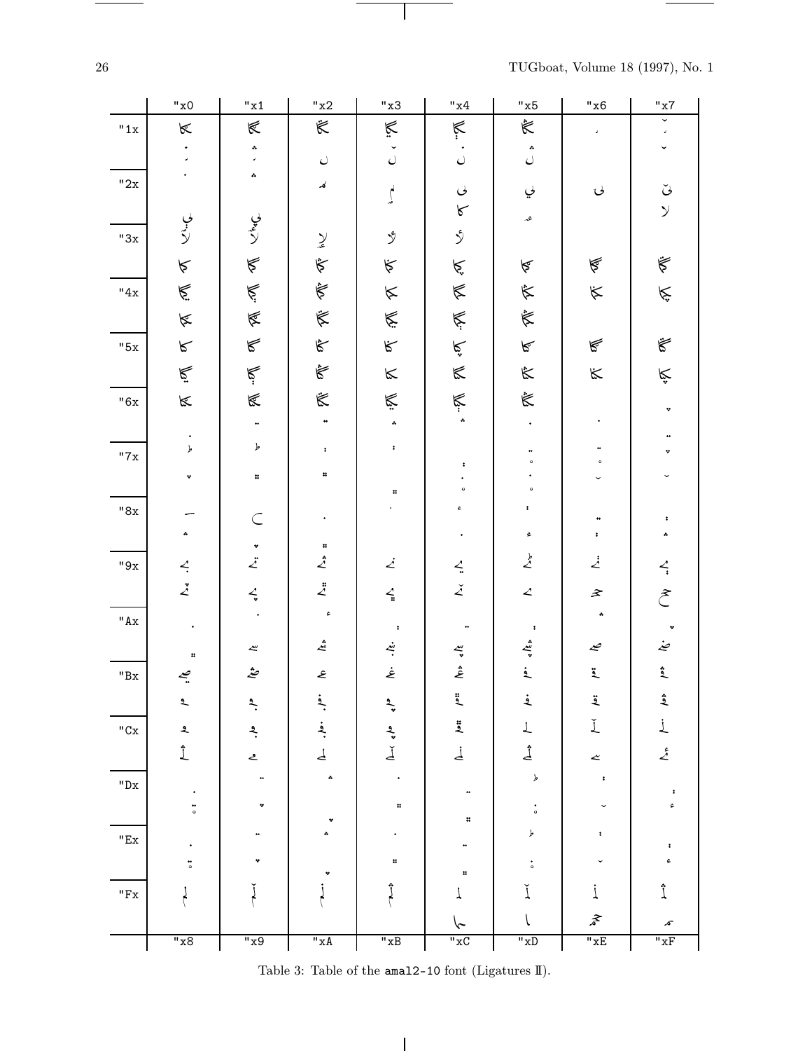|  | "x0 | "x1 | "x2 | "x3 | "x4 | "x5 | "x6 | "x7 |
|---|---|---|---|---|---|---|---|---|
| "1x |  |  |  |  |  |  |  |  |
|  |  |  |  |  |  |  |  |  |
| "2x |  |  |  |  |  |  |  |  |
|  |  |  |  |  |  |  |  |  |
| "3x |  |  |  |  |  |  |  |  |
|  |  |  |  |  |  |  |  |  |
| "4x |  |  |  |  |  |  |  |  |
|  |  |  |  |  |  |  |  |  |
| "5x |  |  |  |  |  |  |  |  |
|  |  |  |  |  |  |  |  |  |
| "6x |  |  |  |  |  |  |  |  |
|  |  |  |  |  |  |  |  |  |
| "7x |  |  |  |  |  |  |  |  |
|  |  |  |  |  |  |  |  |  |
| "8x |  |  |  |  |  |  |  |  |
|  |  |  |  |  |  |  |  |  |
| "9x |  |  |  |  |  |  |  |  |
|  |  |  |  |  |  |  |  |  |
| "Ax |  |  |  |  |  |  |  |  |
|  |  |  |  |  |  |  |  |  |
| "Bx |  |  |  |  |  |  |  |  |
|  |  |  |  |  |  |  |  |  |
| "Cx |  |  |  |  |  |  |  |  |
|  |  |  |  |  |  |  |  |  |
| "Dx |  |  |  |  |  |  |  |  |
|  |  |  |  |  |  |  |  |  |
| "Ex |  |  |  |  |  |  |  |  |
|  |  |  |  |  |  |  |  |  |
| "Fx |  |  |  |  |  |  |  |  |
|  |  |  |  |  |  |  |  |  |
|  | "x8 | "x9 | "xA | "xB | "xC | "xD | "xE | "xF |

Table 3: Table of the amal2-10 font (Ligatures II).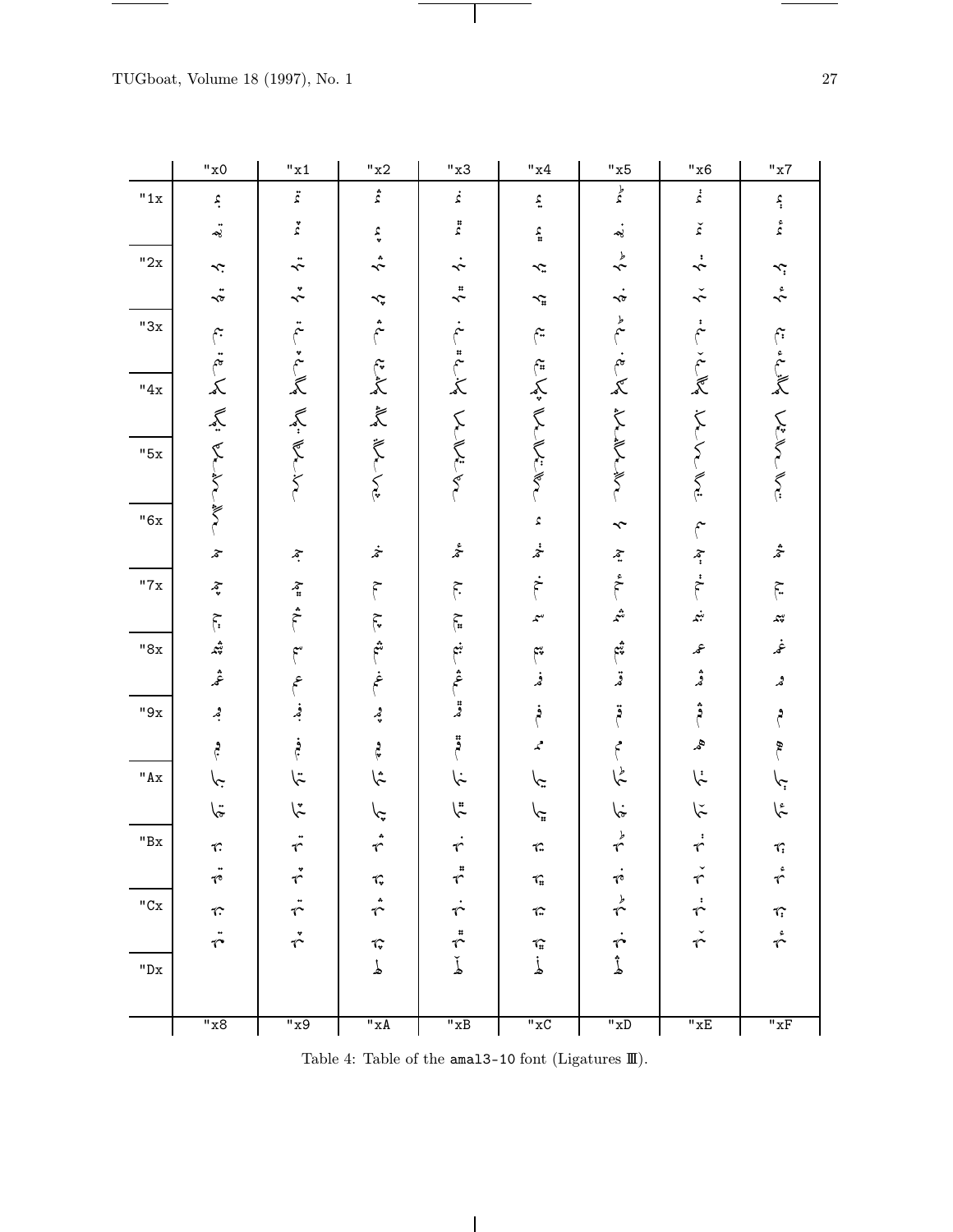|  | "x0 | "x1 | "x2 | "x3 | "x4 | "x5 | "x6 | "x7 |
|---|---|---|---|---|---|---|---|---|
| "1x |  |  |  |  |  |  |  |  |
|  |  |  |  |  |  |  |  |  |
| "2x |  |  |  |  |  |  |  |  |
|  |  |  |  |  |  |  |  |  |
| "3x |  |  |  |  |  |  |  |  |
|  |  |  |  |  |  |  |  |  |
| "4x |  |  |  |  |  |  |  |  |
|  |  |  |  |  |  |  |  |  |
| "5x |  |  |  |  |  |  |  |  |
|  |  |  |  |  |  |  |  |  |
| "6x |  |  |  |  |  |  |  |  |
|  |  |  |  |  |  |  |  |  |
| "7x |  |  |  |  |  |  |  |  |
|  |  |  |  |  |  |  |  |  |
| "8x |  |  |  |  |  |  |  |  |
|  |  |  |  |  |  |  |  |  |
| "9x |  |  |  |  |  |  |  |  |
|  |  |  |  |  |  |  |  |  |
| "Ax |  |  |  |  |  |  |  |  |
|  |  |  |  |  |  |  |  |  |
| "Bx |  |  |  |  |  |  |  |  |
|  |  |  |  |  |  |  |  |  |
| "Cx |  |  |  |  |  |  |  |  |
|  |  |  |  |  |  |  |  |  |
| "Dx |  |  |  |  |  |  |  |  |
|  | "x8 | "x9 | "xA | "xB | "xC | "xD | "xE | "xF |

Table 4: Table of the amal3-10 font (Ligatures III).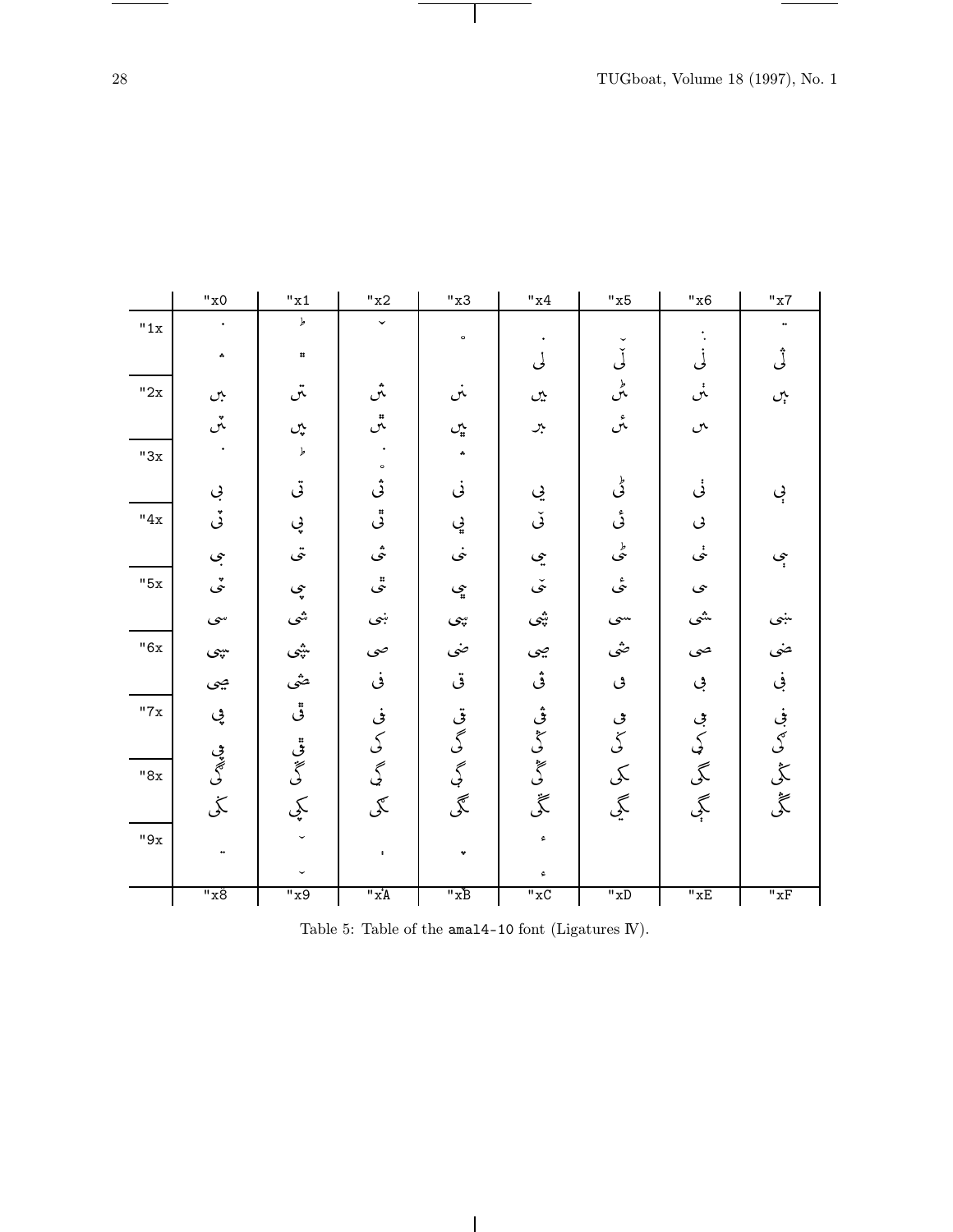| | "x0 | "x1 | "x2 | "x3 | "x4 | "x5 | "x6 | "x7 |
|---|---|---|---|---|---|---|---|---|
| "1x | · | ط | ˘ | ° | · | ˘ | : | ¨ |
| | ٭ | ٜ | | | لی | لٚی | لٖی | لٛی |
| "2x | بس | تس | ثس | نس | یس | ٹس | نس | پس |
| | ٿس | پس | ٿس | پس | بر | ٹس | س | |
| "3x | · | ط | ٖ | ٭ | | | | |
| | بی | تی | ثی | نی | یی | ٹی | تی | پی |
| "4x | ٿی | پی | ٿی | پی | یٚی | ٹی | ی | |
| | بی | تی | ثی | نی | یی | ٹی | تی | پی |
| "5x | ٿی | پی | ٿی | پی | یٚی | ٹی | ی | |
| | سی | شی | ښی | سپی | ڜی | سی | شی | ښی |
| "6x | سپی | ڜی | صی | ضی | صی | ضی | صی | ضی |
| | صی | ضی | فی | قی | ڨی | فی | ڤی | ڤی |
| "7x | ڤی | ڦی | فی | قی | ڨی | فی | ڤی | ڤی |
| | ڤی | ڦی | کی | گی | ڳی | کی | کی | کی |
| "8x | گی | گی | گی | گی | گی | کی | گی | کی |
| | کی | کپی | کی | گی | گی | گپی | گپی | گی |
| "9x | ¨ | ˘ | : | ٭ | ء | | | |
| | | ˘ | | | ء | | | |
| | "x8 | "x9 | "xA | "xB | "xC | "xD | "xE | "xF |

Table 5: Table of the amal4-10 font (Ligatures IV).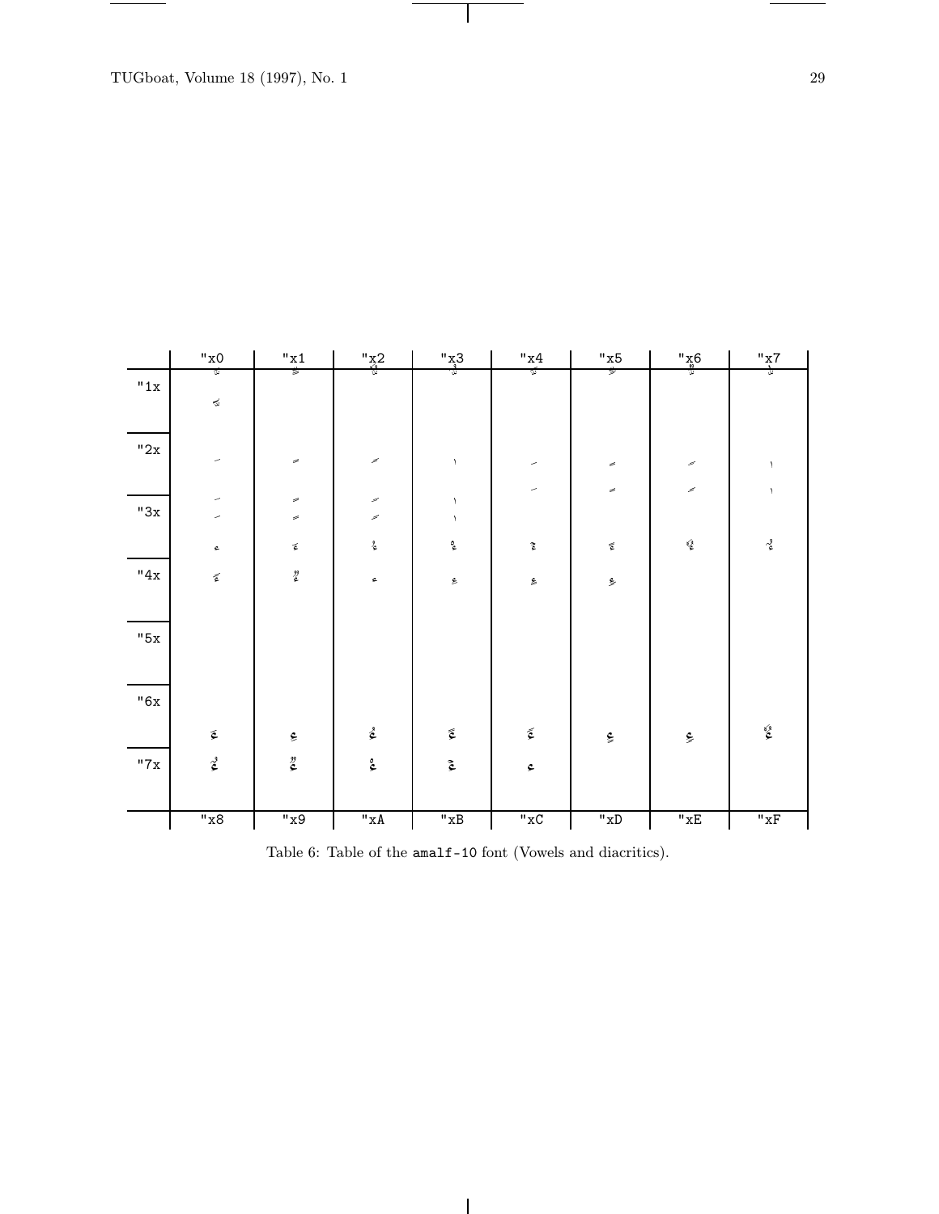| | "x0 | "x1 | "x2 | "x3 | "x4 | "x5 | "x6 | "x7 |
|---|---|---|---|---|---|---|---|---|
| "1x | | | | | | | | |
| | | | | | | | | |
| "2x | | | | | | | | |
| | | | | | | | | |
| "3x | | | | | | | | |
| | | | | | | | | |
| "4x | | | | | | | | |
| | | | | | | | | |
| "5x | | | | | | | | |
| | | | | | | | | |
| "6x | | | | | | | | |
| | | | | | | | | |
| "7x | | | | | | | | |
| | | | | | | | | |
| | "x8 | "x9 | "xA | "xB | "xC | "xD | "xE | "xF |

Table 6: Table of the amalf-10 font (Vowels and diacritics).